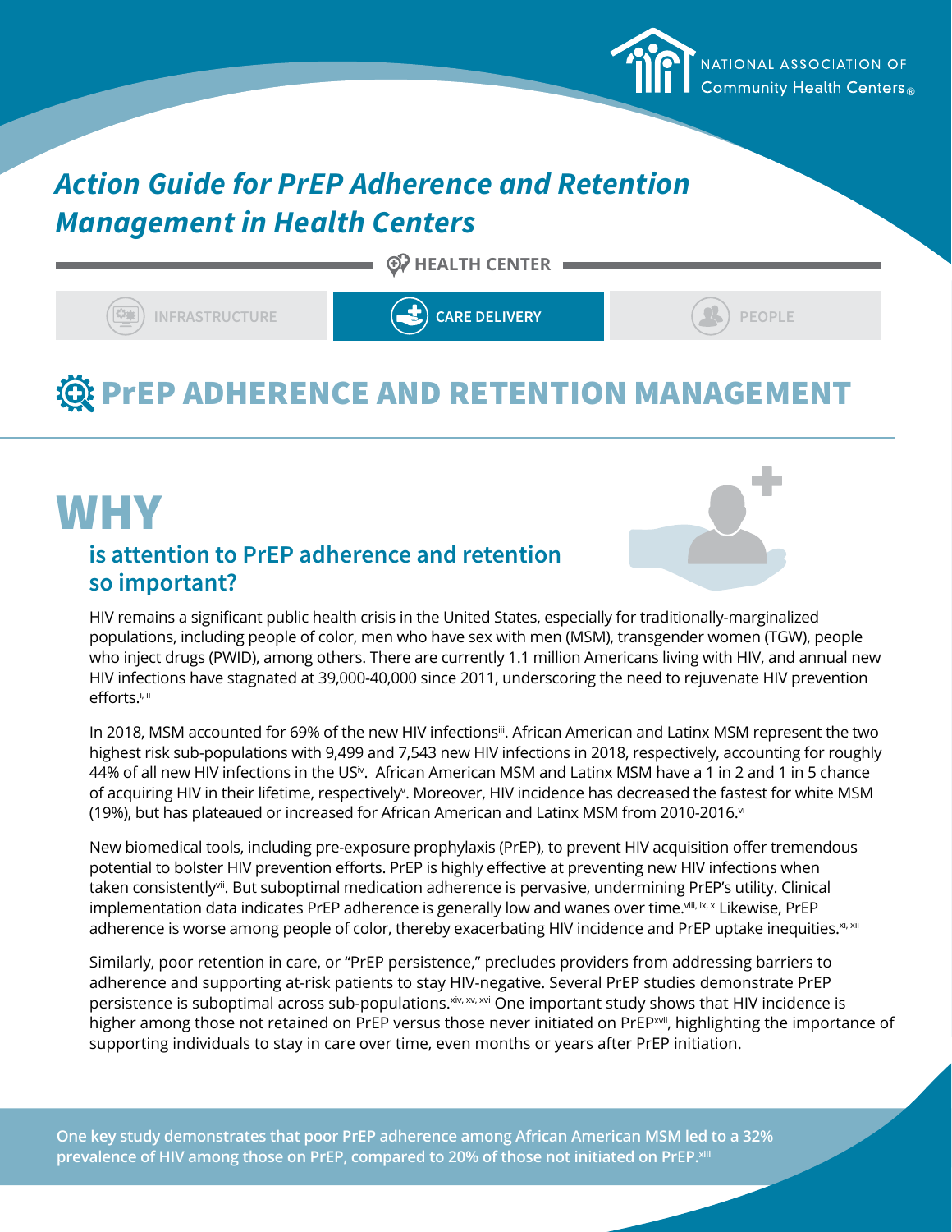NATIONAL ASSOCIATION OF Community Health Centers®

# *Action Guide for PrEP Adherence and Retention Management in Health Centers*

HEALTH CENTER

INFRASTRUCTURE | **CARE DELIVERY** | PEOPLE

# PrEP ADHERENCE AND RETENTION MANAGEMENT

## WHY

### is attention to PrEP adherence and retention so important?

HIV remains a significant public health crisis in the United States, especially for traditionally-marginalized populations, including people of color, men who have sex with men (MSM), transgender women (TGW), people who inject drugs (PWID), among others. There are currently 1.1 million Americans living with HIV, and annual new HIV infections have stagnated at 39,000-40,000 since 2011, underscoring the need to rejuvenate HIV prevention efforts.[i, ii]

In 2018, MSM accounted for 69% of the new HIV infections[iii]. African American and Latinx MSM represent the two highest risk sub-populations with 9,499 and 7,543 new HIV infections in 2018, respectively, accounting for roughly 44% of all new HIV infections in the US[iv]. African American MSM and Latinx MSM have a 1 in 2 and 1 in 5 chance of acquiring HIV in their lifetime, respectively[v]. Moreover, HIV incidence has decreased the fastest for white MSM (19%), but has plateaued or increased for African American and Latinx MSM from 2010-2016.[vi]

New biomedical tools, including pre-exposure prophylaxis (PrEP), to prevent HIV acquisition offer tremendous potential to bolster HIV prevention efforts. PrEP is highly effective at preventing new HIV infections when taken consistently[vii]. But suboptimal medication adherence is pervasive, undermining PrEP's utility. Clinical implementation data indicates PrEP adherence is generally low and wanes over time.[viii, ix, x] Likewise, PrEP adherence is worse among people of color, thereby exacerbating HIV incidence and PrEP uptake inequities.[xi, xii]

Similarly, poor retention in care, or "PrEP persistence," precludes providers from addressing barriers to adherence and supporting at-risk patients to stay HIV-negative. Several PrEP studies demonstrate PrEP persistence is suboptimal across sub-populations.[xiv, xv, xvi] One important study shows that HIV incidence is higher among those not retained on PrEP versus those never initiated on PrEP[xvii], highlighting the importance of supporting individuals to stay in care over time, even months or years after PrEP initiation.

**One key study demonstrates that poor PrEP adherence among African American MSM led to a 32% prevalence of HIV among those on PrEP, compared to 20% of those not initiated on PrEP.[xiii]**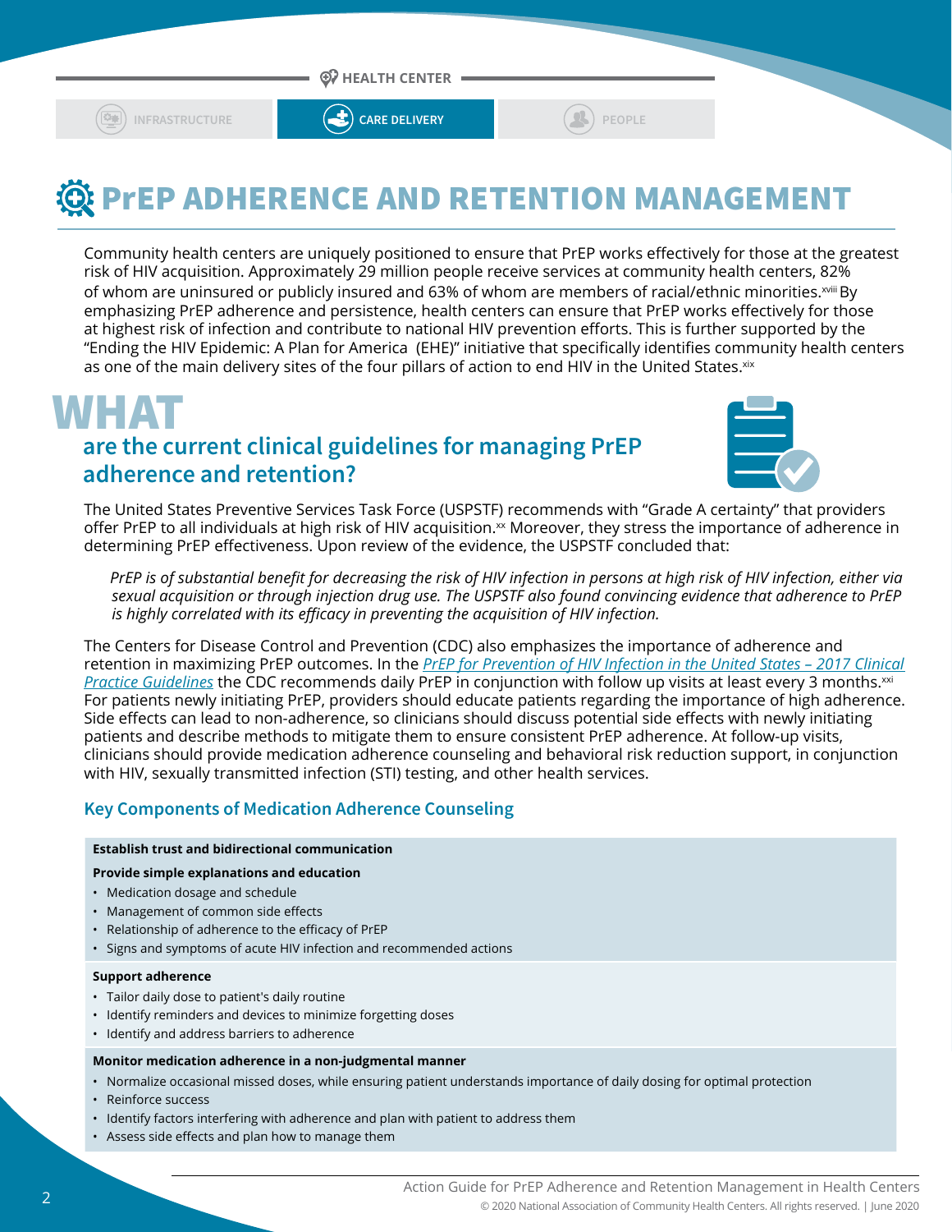HEALTH CENTER

INFRASTRUCTURE | CARE DELIVERY | PEOPLE

# PrEP ADHERENCE AND RETENTION MANAGEMENT

Community health centers are uniquely positioned to ensure that PrEP works effectively for those at the greatest risk of HIV acquisition. Approximately 29 million people receive services at community health centers, 82% of whom are uninsured or publicly insured and 63% of whom are members of racial/ethnic minorities.[xviii] By emphasizing PrEP adherence and persistence, health centers can ensure that PrEP works effectively for those at highest risk of infection and contribute to national HIV prevention efforts. This is further supported by the "Ending the HIV Epidemic: A Plan for America (EHE)" initiative that specifically identifies community health centers as one of the main delivery sites of the four pillars of action to end HIV in the United States.[xix]

## WHAT are the current clinical guidelines for managing PrEP adherence and retention?

The United States Preventive Services Task Force (USPSTF) recommends with "Grade A certainty" that providers offer PrEP to all individuals at high risk of HIV acquisition.[xx] Moreover, they stress the importance of adherence in determining PrEP effectiveness. Upon review of the evidence, the USPSTF concluded that:

> *PrEP is of substantial benefit for decreasing the risk of HIV infection in persons at high risk of HIV infection, either via sexual acquisition or through injection drug use. The USPSTF also found convincing evidence that adherence to PrEP is highly correlated with its efficacy in preventing the acquisition of HIV infection.*

The Centers for Disease Control and Prevention (CDC) also emphasizes the importance of adherence and retention in maximizing PrEP outcomes. In the *PrEP for Prevention of HIV Infection in the United States – 2017 Clinical Practice Guidelines* the CDC recommends daily PrEP in conjunction with follow up visits at least every 3 months.[xxi] For patients newly initiating PrEP, providers should educate patients regarding the importance of high adherence. Side effects can lead to non-adherence, so clinicians should discuss potential side effects with newly initiating patients and describe methods to mitigate them to ensure consistent PrEP adherence. At follow-up visits, clinicians should provide medication adherence counseling and behavioral risk reduction support, in conjunction with HIV, sexually transmitted infection (STI) testing, and other health services.

### Key Components of Medication Adherence Counseling

**Establish trust and bidirectional communication**

**Provide simple explanations and education**

- Medication dosage and schedule
- Management of common side effects
- Relationship of adherence to the efficacy of PrEP
- Signs and symptoms of acute HIV infection and recommended actions

**Support adherence**

- Tailor daily dose to patient's daily routine
- Identify reminders and devices to minimize forgetting doses
- Identify and address barriers to adherence

**Monitor medication adherence in a non-judgmental manner**

- Normalize occasional missed doses, while ensuring patient understands importance of daily dosing for optimal protection
- Reinforce success
- Identify factors interfering with adherence and plan with patient to address them
- Assess side effects and plan how to manage them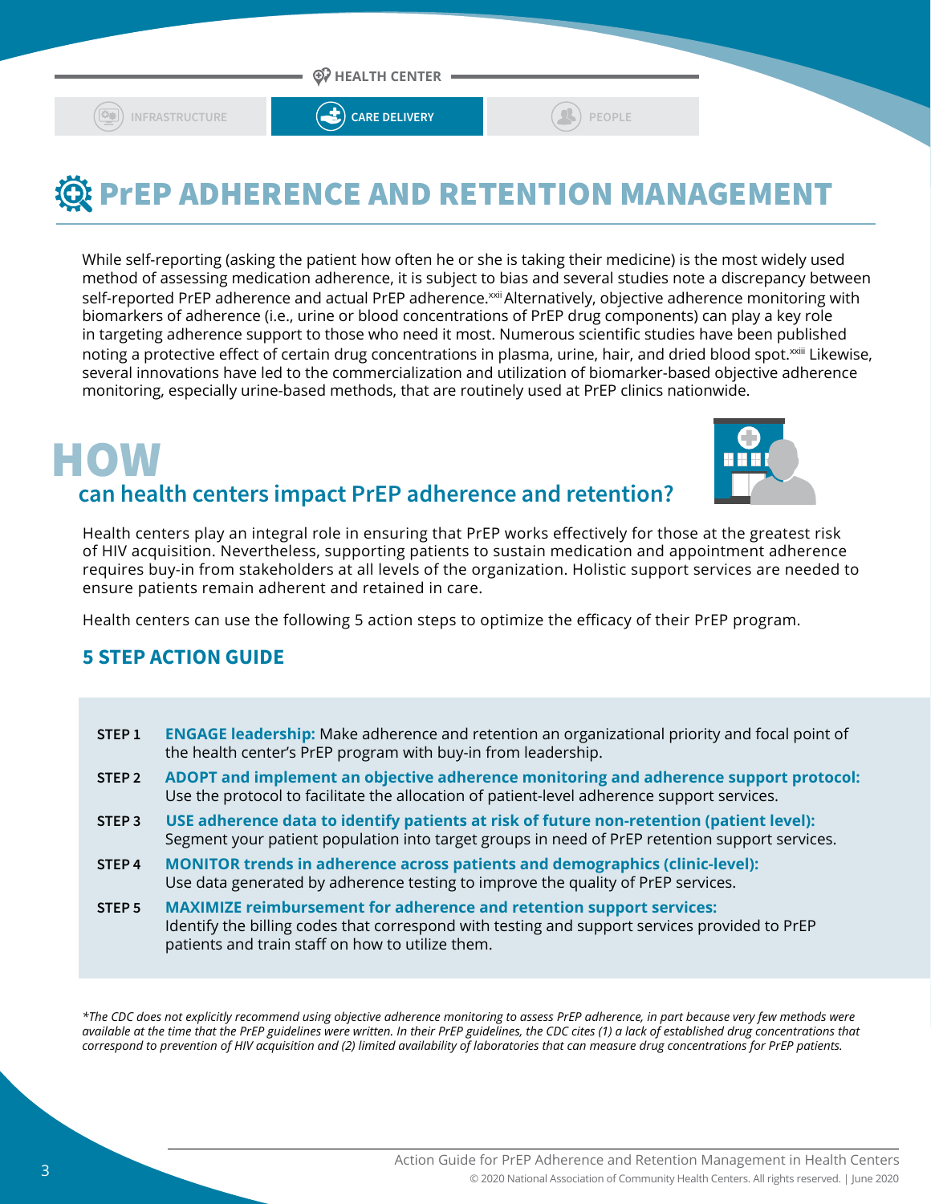HEALTH CENTER

INFRASTRUCTURE | CARE DELIVERY | PEOPLE

# PrEP ADHERENCE AND RETENTION MANAGEMENT

While self-reporting (asking the patient how often he or she is taking their medicine) is the most widely used method of assessing medication adherence, it is subject to bias and several studies note a discrepancy between self-reported PrEP adherence and actual PrEP adherence.[xxii] Alternatively, objective adherence monitoring with biomarkers of adherence (i.e., urine or blood concentrations of PrEP drug components) can play a key role in targeting adherence support to those who need it most. Numerous scientific studies have been published noting a protective effect of certain drug concentrations in plasma, urine, hair, and dried blood spot.[xxiii] Likewise, several innovations have led to the commercialization and utilization of biomarker-based objective adherence monitoring, especially urine-based methods, that are routinely used at PrEP clinics nationwide.

## HOW can health centers impact PrEP adherence and retention?

Health centers play an integral role in ensuring that PrEP works effectively for those at the greatest risk of HIV acquisition. Nevertheless, supporting patients to sustain medication and appointment adherence requires buy-in from stakeholders at all levels of the organization. Holistic support services are needed to ensure patients remain adherent and retained in care.

Health centers can use the following 5 action steps to optimize the efficacy of their PrEP program.

### 5 STEP ACTION GUIDE

**STEP 1** **ENGAGE leadership:** Make adherence and retention an organizational priority and focal point of the health center's PrEP program with buy-in from leadership.

**STEP 2** **ADOPT and implement an objective adherence monitoring and adherence support protocol:** Use the protocol to facilitate the allocation of patient-level adherence support services.

**STEP 3** **USE adherence data to identify patients at risk of future non-retention (patient level):** Segment your patient population into target groups in need of PrEP retention support services.

**STEP 4** **MONITOR trends in adherence across patients and demographics (clinic-level):** Use data generated by adherence testing to improve the quality of PrEP services.

**STEP 5** **MAXIMIZE reimbursement for adherence and retention support services:** Identify the billing codes that correspond with testing and support services provided to PrEP patients and train staff on how to utilize them.

*\*The CDC does not explicitly recommend using objective adherence monitoring to assess PrEP adherence, in part because very few methods were available at the time that the PrEP guidelines were written. In their PrEP guidelines, the CDC cites (1) a lack of established drug concentrations that correspond to prevention of HIV acquisition and (2) limited availability of laboratories that can measure drug concentrations for PrEP patients.*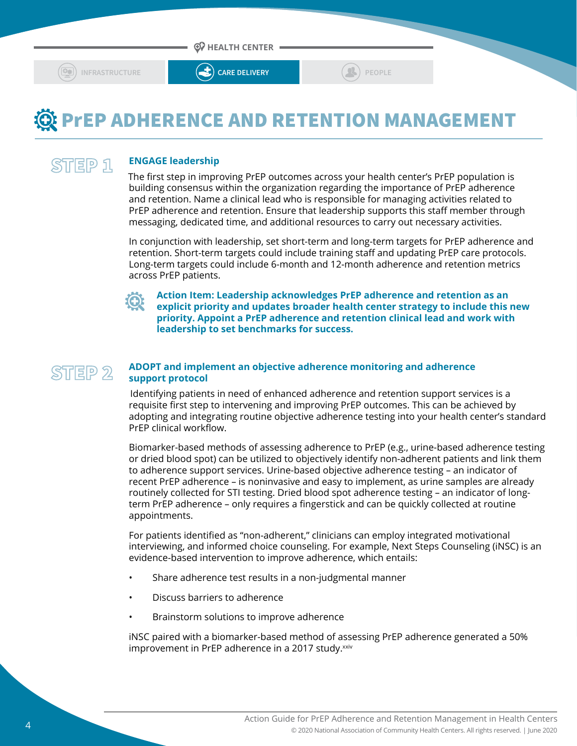# PrEP ADHERENCE AND RETENTION MANAGEMENT

## STEP 1

### ENGAGE leadership

The first step in improving PrEP outcomes across your health center's PrEP population is building consensus within the organization regarding the importance of PrEP adherence and retention. Name a clinical lead who is responsible for managing activities related to PrEP adherence and retention. Ensure that leadership supports this staff member through messaging, dedicated time, and additional resources to carry out necessary activities.

In conjunction with leadership, set short-term and long-term targets for PrEP adherence and retention. Short-term targets could include training staff and updating PrEP care protocols. Long-term targets could include 6-month and 12-month adherence and retention metrics across PrEP patients.

**Action Item: Leadership acknowledges PrEP adherence and retention as an explicit priority and updates broader health center strategy to include this new priority. Appoint a PrEP adherence and retention clinical lead and work with leadership to set benchmarks for success.**

## STEP 2

### ADOPT and implement an objective adherence monitoring and adherence support protocol

Identifying patients in need of enhanced adherence and retention support services is a requisite first step to intervening and improving PrEP outcomes. This can be achieved by adopting and integrating routine objective adherence testing into your health center's standard PrEP clinical workflow.

Biomarker-based methods of assessing adherence to PrEP (e.g., urine-based adherence testing or dried blood spot) can be utilized to objectively identify non-adherent patients and link them to adherence support services. Urine-based objective adherence testing – an indicator of recent PrEP adherence – is noninvasive and easy to implement, as urine samples are already routinely collected for STI testing. Dried blood spot adherence testing – an indicator of long-term PrEP adherence – only requires a fingerstick and can be quickly collected at routine appointments.

For patients identified as "non-adherent," clinicians can employ integrated motivational interviewing, and informed choice counseling. For example, Next Steps Counseling (iNSC) is an evidence-based intervention to improve adherence, which entails:

- Share adherence test results in a non-judgmental manner
- Discuss barriers to adherence
- Brainstorm solutions to improve adherence

iNSC paired with a biomarker-based method of assessing PrEP adherence generated a 50% improvement in PrEP adherence in a 2017 study.[xxiv]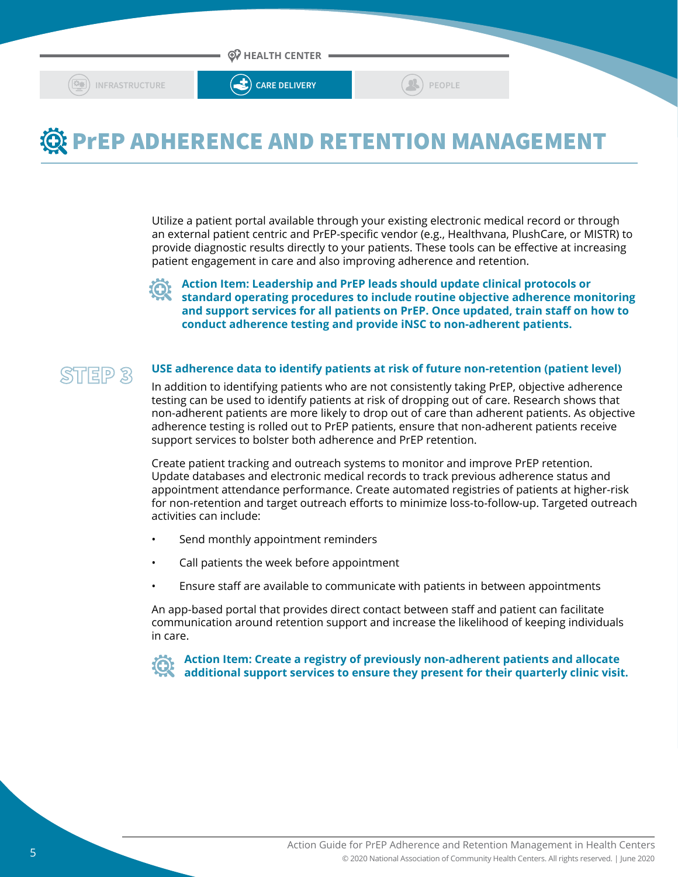HEALTH CENTER

INFRASTRUCTURE | CARE DELIVERY | PEOPLE

# PrEP ADHERENCE AND RETENTION MANAGEMENT

Utilize a patient portal available through your existing electronic medical record or through an external patient centric and PrEP-specific vendor (e.g., Healthvana, PlushCare, or MISTR) to provide diagnostic results directly to your patients. These tools can be effective at increasing patient engagement in care and also improving adherence and retention.

**Action Item: Leadership and PrEP leads should update clinical protocols or standard operating procedures to include routine objective adherence monitoring and support services for all patients on PrEP. Once updated, train staff on how to conduct adherence testing and provide iNSC to non-adherent patients.**

## STEP 3

### USE adherence data to identify patients at risk of future non-retention (patient level)

In addition to identifying patients who are not consistently taking PrEP, objective adherence testing can be used to identify patients at risk of dropping out of care. Research shows that non-adherent patients are more likely to drop out of care than adherent patients. As objective adherence testing is rolled out to PrEP patients, ensure that non-adherent patients receive support services to bolster both adherence and PrEP retention.

Create patient tracking and outreach systems to monitor and improve PrEP retention. Update databases and electronic medical records to track previous adherence status and appointment attendance performance. Create automated registries of patients at higher-risk for non-retention and target outreach efforts to minimize loss-to-follow-up. Targeted outreach activities can include:

- Send monthly appointment reminders
- Call patients the week before appointment
- Ensure staff are available to communicate with patients in between appointments

An app-based portal that provides direct contact between staff and patient can facilitate communication around retention support and increase the likelihood of keeping individuals in care.

**Action Item: Create a registry of previously non-adherent patients and allocate additional support services to ensure they present for their quarterly clinic visit.**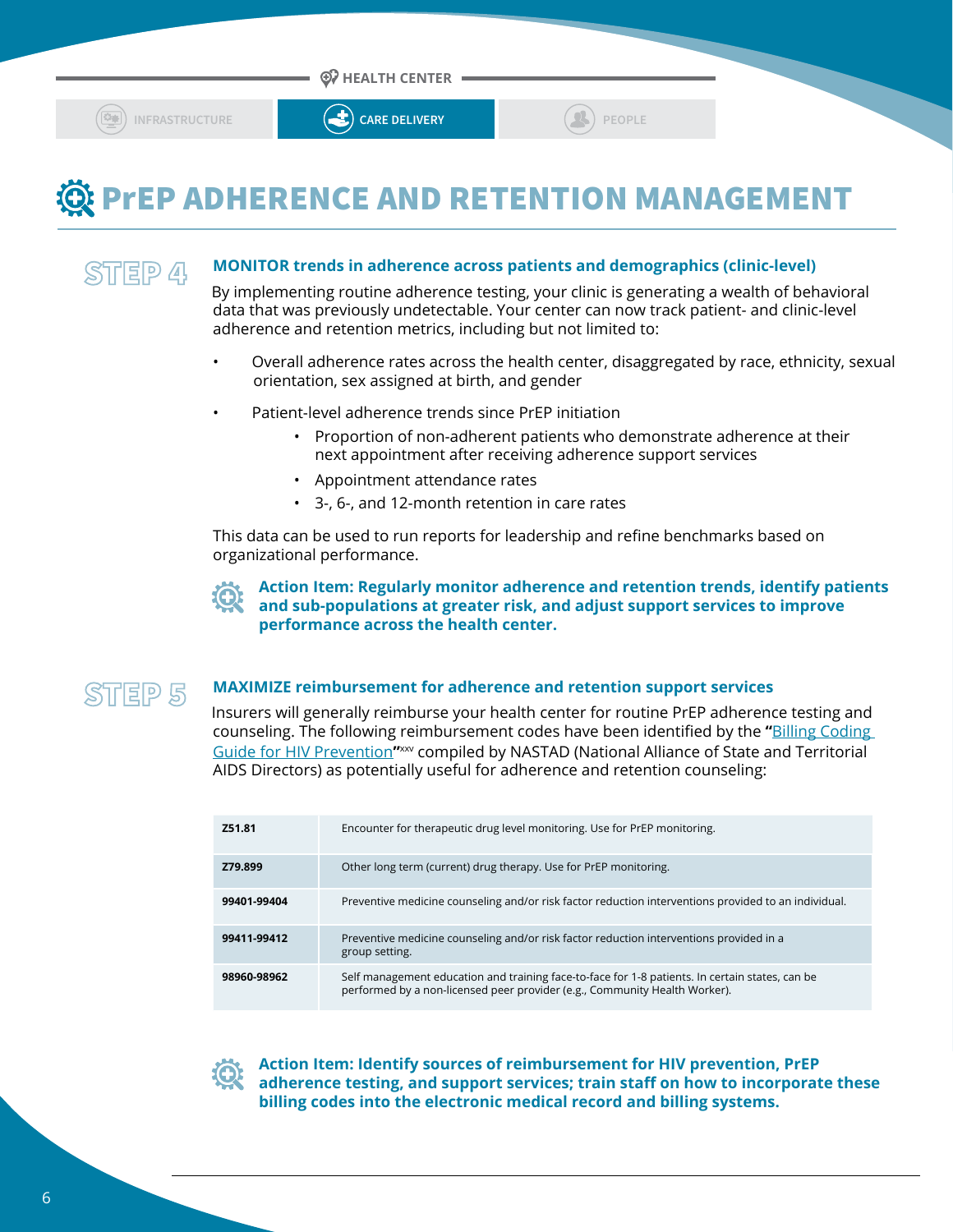HEALTH CENTER

INFRASTRUCTURE | CARE DELIVERY | PEOPLE

# PrEP ADHERENCE AND RETENTION MANAGEMENT

## STEP 4

### MONITOR trends in adherence across patients and demographics (clinic-level)

By implementing routine adherence testing, your clinic is generating a wealth of behavioral data that was previously undetectable. Your center can now track patient- and clinic-level adherence and retention metrics, including but not limited to:

- Overall adherence rates across the health center, disaggregated by race, ethnicity, sexual orientation, sex assigned at birth, and gender
- Patient-level adherence trends since PrEP initiation
    - Proportion of non-adherent patients who demonstrate adherence at their next appointment after receiving adherence support services
    - Appointment attendance rates
    - 3-, 6-, and 12-month retention in care rates

This data can be used to run reports for leadership and refine benchmarks based on organizational performance.

**Action Item: Regularly monitor adherence and retention trends, identify patients and sub-populations at greater risk, and adjust support services to improve performance across the health center.**

## STEP 5

### MAXIMIZE reimbursement for adherence and retention support services

Insurers will generally reimburse your health center for routine PrEP adherence testing and counseling. The following reimbursement codes have been identified by the **"**Billing Coding Guide for HIV Prevention**"**[xxv] compiled by NASTAD (National Alliance of State and Territorial AIDS Directors) as potentially useful for adherence and retention counseling:

| Code | Description |
|---|---|
| **Z51.81** | Encounter for therapeutic drug level monitoring. Use for PrEP monitoring. |
| **Z79.899** | Other long term (current) drug therapy. Use for PrEP monitoring. |
| **99401-99404** | Preventive medicine counseling and/or risk factor reduction interventions provided to an individual. |
| **99411-99412** | Preventive medicine counseling and/or risk factor reduction interventions provided in a group setting. |
| **98960-98962** | Self management education and training face-to-face for 1-8 patients. In certain states, can be performed by a non-licensed peer provider (e.g., Community Health Worker). |

**Action Item: Identify sources of reimbursement for HIV prevention, PrEP adherence testing, and support services; train staff on how to incorporate these billing codes into the electronic medical record and billing systems.**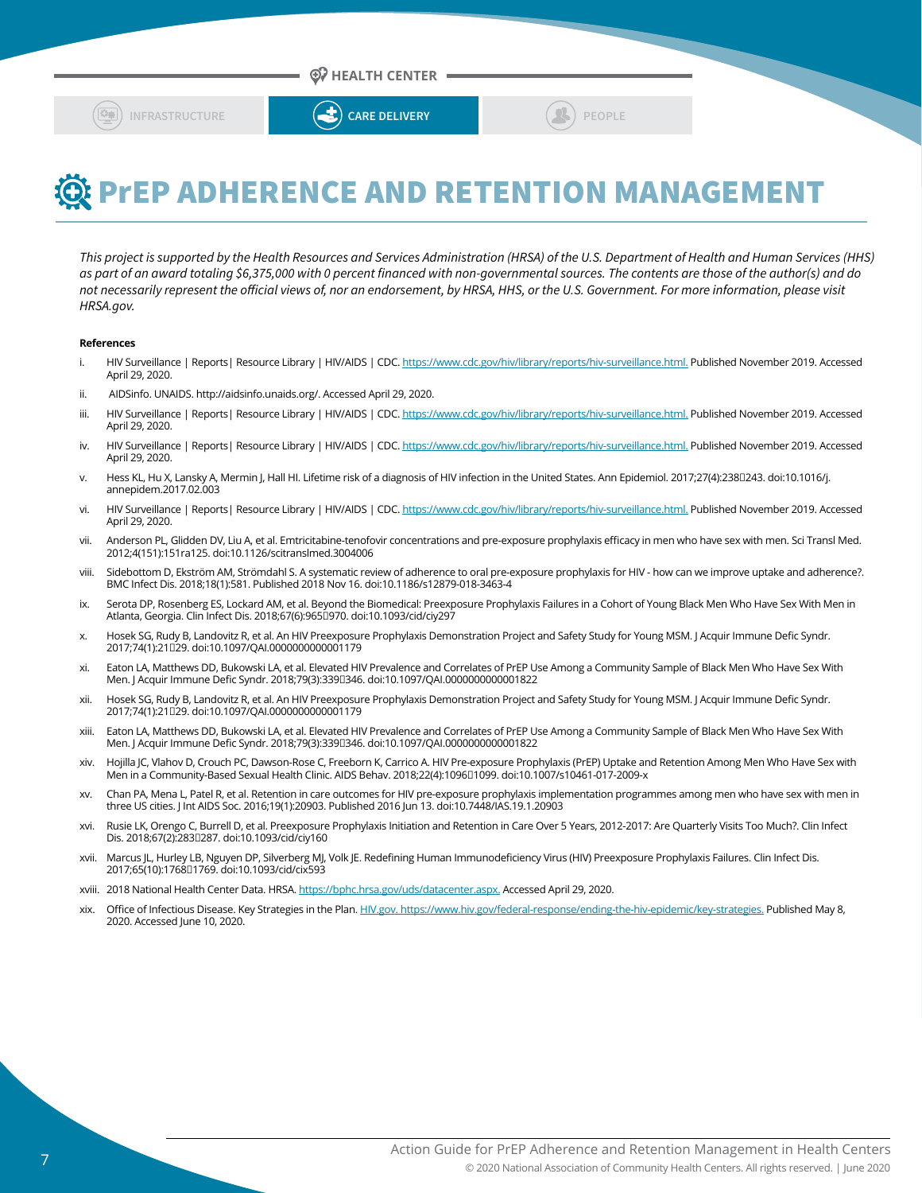HEALTH CENTER

INFRASTRUCTURE | CARE DELIVERY | PEOPLE

# PrEP ADHERENCE AND RETENTION MANAGEMENT

*This project is supported by the Health Resources and Services Administration (HRSA) of the U.S. Department of Health and Human Services (HHS) as part of an award totaling $6,375,000 with 0 percent financed with non-governmental sources. The contents are those of the author(s) and do not necessarily represent the official views of, nor an endorsement, by HRSA, HHS, or the U.S. Government. For more information, please visit HRSA.gov.*

**References**

i. HIV Surveillance | Reports| Resource Library | HIV/AIDS | CDC. https://www.cdc.gov/hiv/library/reports/hiv-surveillance.html. Published November 2019. Accessed April 29, 2020.

ii. AIDSinfo. UNAIDS. http://aidsinfo.unaids.org/. Accessed April 29, 2020.

iii. HIV Surveillance | Reports| Resource Library | HIV/AIDS | CDC. https://www.cdc.gov/hiv/library/reports/hiv-surveillance.html. Published November 2019. Accessed April 29, 2020.

iv. HIV Surveillance | Reports| Resource Library | HIV/AIDS | CDC. https://www.cdc.gov/hiv/library/reports/hiv-surveillance.html. Published November 2019. Accessed April 29, 2020.

v. Hess KL, Hu X, Lansky A, Mermin J, Hall HI. Lifetime risk of a diagnosis of HIV infection in the United States. Ann Epidemiol. 2017;27(4):238-243. doi:10.1016/j.annepidem.2017.02.003

vi. HIV Surveillance | Reports| Resource Library | HIV/AIDS | CDC. https://www.cdc.gov/hiv/library/reports/hiv-surveillance.html. Published November 2019. Accessed April 29, 2020.

vii. Anderson PL, Glidden DV, Liu A, et al. Emtricitabine-tenofovir concentrations and pre-exposure prophylaxis efficacy in men who have sex with men. Sci Transl Med. 2012;4(151):151ra125. doi:10.1126/scitranslmed.3004006

viii. Sidebottom D, Ekström AM, Strömdahl S. A systematic review of adherence to oral pre-exposure prophylaxis for HIV - how can we improve uptake and adherence?. BMC Infect Dis. 2018;18(1):581. Published 2018 Nov 16. doi:10.1186/s12879-018-3463-4

ix. Serota DP, Rosenberg ES, Lockard AM, et al. Beyond the Biomedical: Preexposure Prophylaxis Failures in a Cohort of Young Black Men Who Have Sex With Men in Atlanta, Georgia. Clin Infect Dis. 2018;67(6):965-970. doi:10.1093/cid/ciy297

x. Hosek SG, Rudy B, Landovitz R, et al. An HIV Preexposure Prophylaxis Demonstration Project and Safety Study for Young MSM. J Acquir Immune Defic Syndr. 2017;74(1):21-29. doi:10.1097/QAI.0000000000001179

xi. Eaton LA, Matthews DD, Bukowski LA, et al. Elevated HIV Prevalence and Correlates of PrEP Use Among a Community Sample of Black Men Who Have Sex With Men. J Acquir Immune Defic Syndr. 2018;79(3):339-346. doi:10.1097/QAI.0000000000001822

xii. Hosek SG, Rudy B, Landovitz R, et al. An HIV Preexposure Prophylaxis Demonstration Project and Safety Study for Young MSM. J Acquir Immune Defic Syndr. 2017;74(1):21-29. doi:10.1097/QAI.0000000000001179

xiii. Eaton LA, Matthews DD, Bukowski LA, et al. Elevated HIV Prevalence and Correlates of PrEP Use Among a Community Sample of Black Men Who Have Sex With Men. J Acquir Immune Defic Syndr. 2018;79(3):339-346. doi:10.1097/QAI.0000000000001822

xiv. Hojilla JC, Vlahov D, Crouch PC, Dawson-Rose C, Freeborn K, Carrico A. HIV Pre-exposure Prophylaxis (PrEP) Uptake and Retention Among Men Who Have Sex with Men in a Community-Based Sexual Health Clinic. AIDS Behav. 2018;22(4):1096-1099. doi:10.1007/s10461-017-2009-x

xv. Chan PA, Mena L, Patel R, et al. Retention in care outcomes for HIV pre-exposure prophylaxis implementation programmes among men who have sex with men in three US cities. J Int AIDS Soc. 2016;19(1):20903. Published 2016 Jun 13. doi:10.7448/IAS.19.1.20903

xvi. Rusie LK, Orengo C, Burrell D, et al. Preexposure Prophylaxis Initiation and Retention in Care Over 5 Years, 2012-2017: Are Quarterly Visits Too Much?. Clin Infect Dis. 2018;67(2):283-287. doi:10.1093/cid/ciy160

xvii. Marcus JL, Hurley LB, Nguyen DP, Silverberg MJ, Volk JE. Redefining Human Immunodeficiency Virus (HIV) Preexposure Prophylaxis Failures. Clin Infect Dis. 2017;65(10):1768-1769. doi:10.1093/cid/cix593

xviii. 2018 National Health Center Data. HRSA. https://bphc.hrsa.gov/uds/datacenter.aspx. Accessed April 29, 2020.

xix. Office of Infectious Disease. Key Strategies in the Plan. HIV.gov. https://www.hiv.gov/federal-response/ending-the-hiv-epidemic/key-strategies. Published May 8, 2020. Accessed June 10, 2020.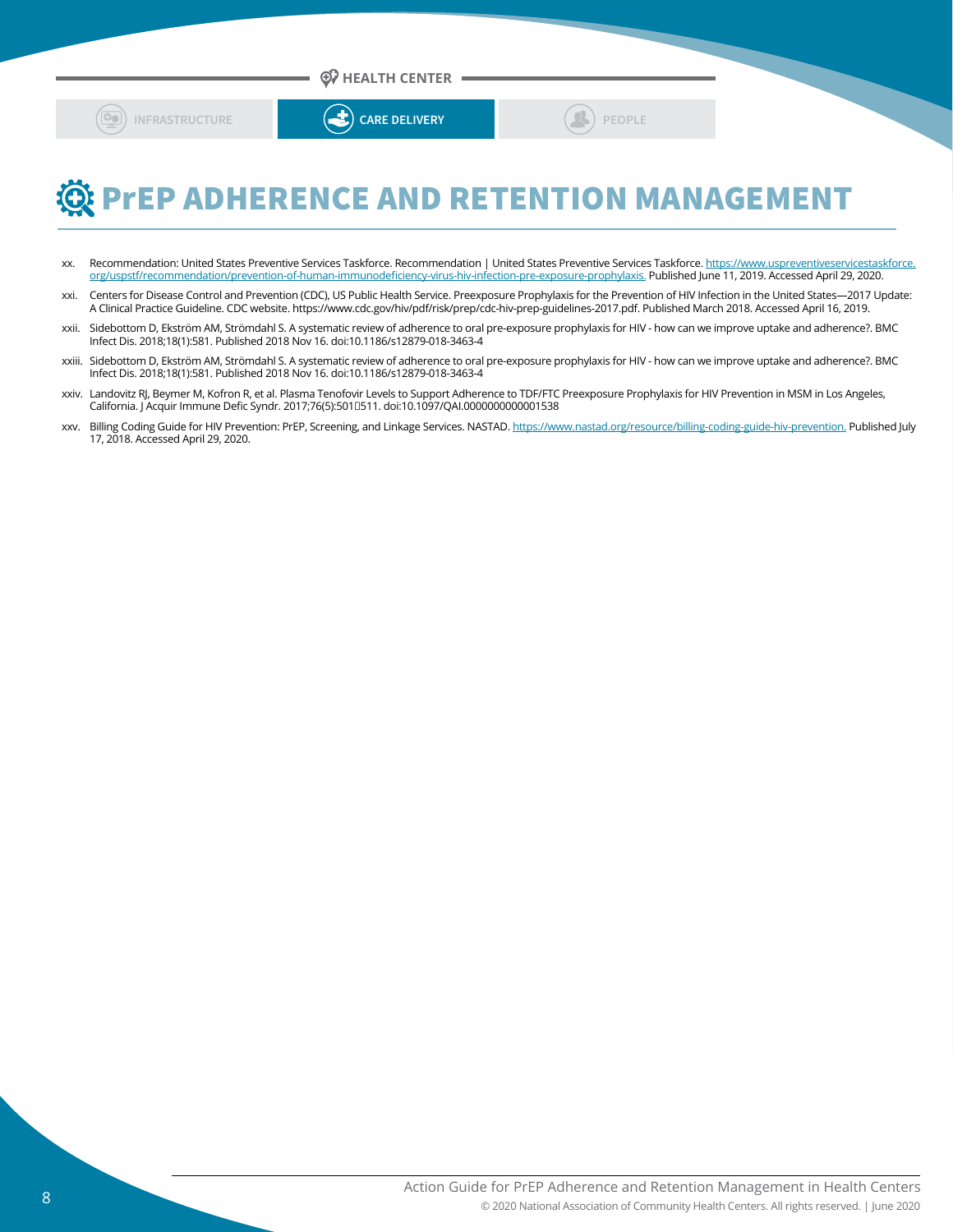# PrEP ADHERENCE AND RETENTION MANAGEMENT

xx. Recommendation: United States Preventive Services Taskforce. Recommendation | United States Preventive Services Taskforce. https://www.uspreventiveservicestaskforce.org/uspstf/recommendation/prevention-of-human-immunodeficiency-virus-hiv-infection-pre-exposure-prophylaxis. Published June 11, 2019. Accessed April 29, 2020.

xxi. Centers for Disease Control and Prevention (CDC), US Public Health Service. Preexposure Prophylaxis for the Prevention of HIV Infection in the United States—2017 Update: A Clinical Practice Guideline. CDC website. https://www.cdc.gov/hiv/pdf/risk/prep/cdc-hiv-prep-guidelines-2017.pdf. Published March 2018. Accessed April 16, 2019.

xxii. Sidebottom D, Ekström AM, Strömdahl S. A systematic review of adherence to oral pre-exposure prophylaxis for HIV - how can we improve uptake and adherence?. BMC Infect Dis. 2018;18(1):581. Published 2018 Nov 16. doi:10.1186/s12879-018-3463-4

xxiii. Sidebottom D, Ekström AM, Strömdahl S. A systematic review of adherence to oral pre-exposure prophylaxis for HIV - how can we improve uptake and adherence?. BMC Infect Dis. 2018;18(1):581. Published 2018 Nov 16. doi:10.1186/s12879-018-3463-4

xxiv. Landovitz RJ, Beymer M, Kofron R, et al. Plasma Tenofovir Levels to Support Adherence to TDF/FTC Preexposure Prophylaxis for HIV Prevention in MSM in Los Angeles, California. J Acquir Immune Defic Syndr. 2017;76(5):501‐511. doi:10.1097/QAI.0000000000001538

xxv. Billing Coding Guide for HIV Prevention: PrEP, Screening, and Linkage Services. NASTAD. https://www.nastad.org/resource/billing-coding-guide-hiv-prevention. Published July 17, 2018. Accessed April 29, 2020.